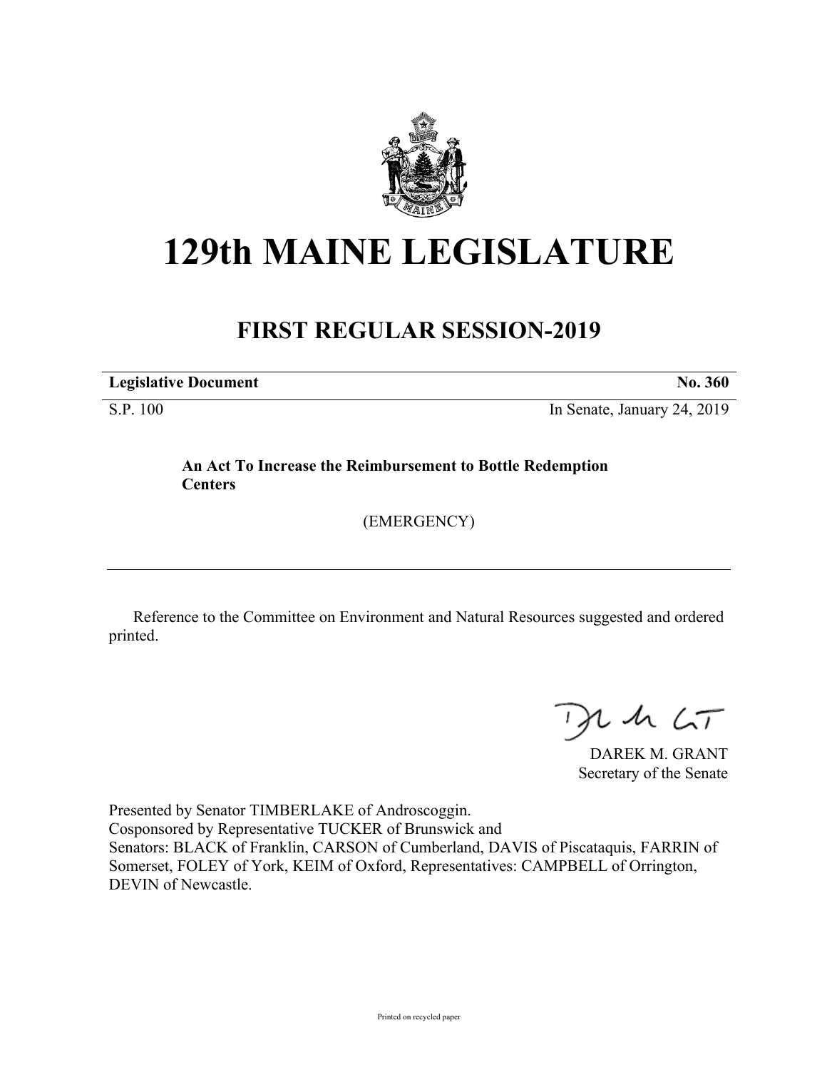# 129th MAINE LEGISLATURE

## FIRST REGULAR SESSION-2019

| **Legislative Document** | **No. 360** |
|---|---|
| S.P. 100 | In Senate, January 24, 2019 |

**An Act To Increase the Reimbursement to Bottle Redemption Centers**

(EMERGENCY)

Reference to the Committee on Environment and Natural Resources suggested and ordered printed.

DAREK M. GRANT
Secretary of the Senate

Presented by Senator TIMBERLAKE of Androscoggin.
Cosponsored by Representative TUCKER of Brunswick and
Senators: BLACK of Franklin, CARSON of Cumberland, DAVIS of Piscataquis, FARRIN of Somerset, FOLEY of York, KEIM of Oxford, Representatives: CAMPBELL of Orrington, DEVIN of Newcastle.

Printed on recycled paper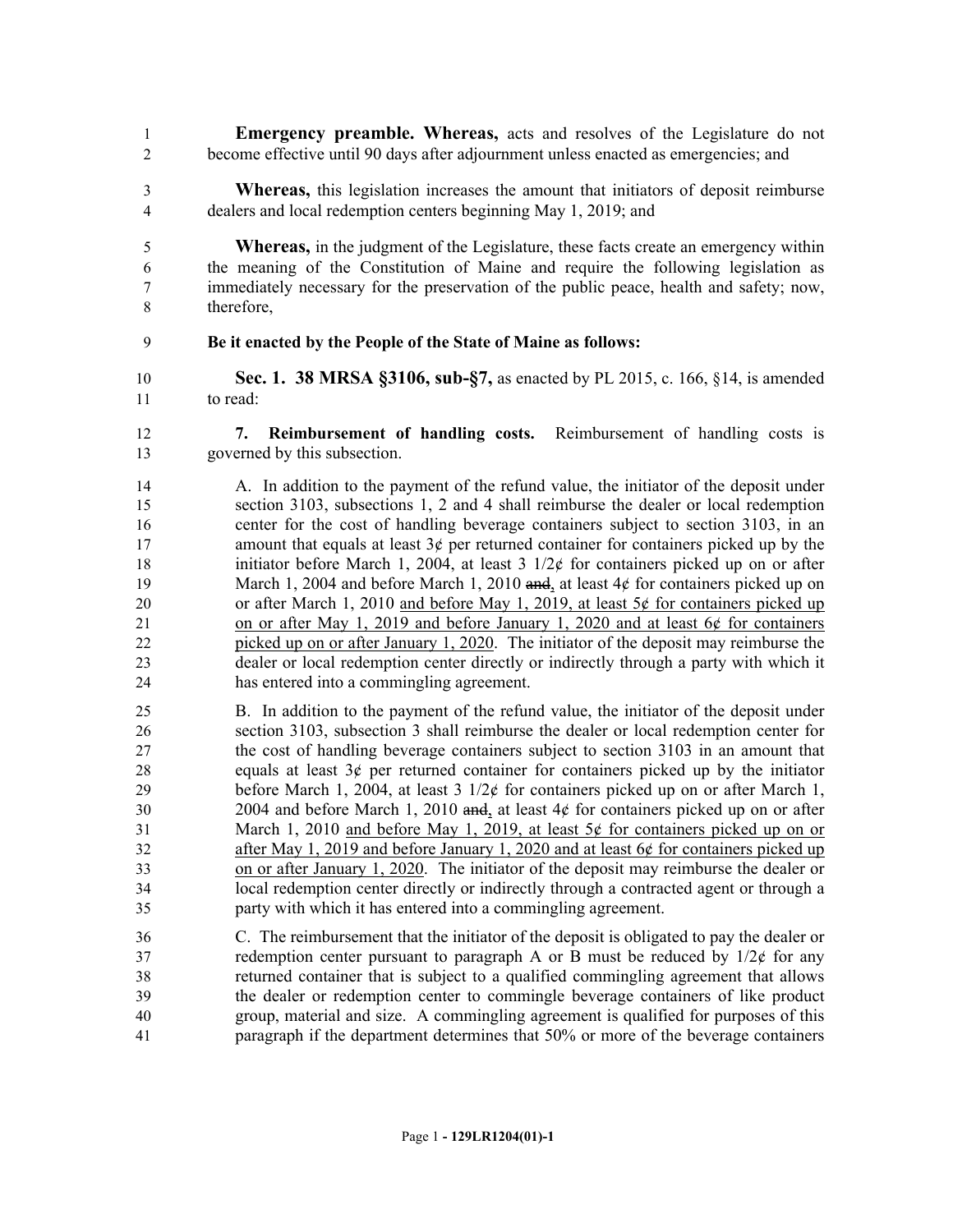**Emergency preamble. Whereas,** acts and resolves of the Legislature do not become effective until 90 days after adjournment unless enacted as emergencies; and

**Whereas,** this legislation increases the amount that initiators of deposit reimburse dealers and local redemption centers beginning May 1, 2019; and

**Whereas,** in the judgment of the Legislature, these facts create an emergency within the meaning of the Constitution of Maine and require the following legislation as immediately necessary for the preservation of the public peace, health and safety; now, therefore,

**Be it enacted by the People of the State of Maine as follows:**

**Sec. 1. 38 MRSA §3106, sub-§7,** as enacted by PL 2015, c. 166, §14, is amended to read:

**7. Reimbursement of handling costs.** Reimbursement of handling costs is governed by this subsection.

A. In addition to the payment of the refund value, the initiator of the deposit under section 3103, subsections 1, 2 and 4 shall reimburse the dealer or local redemption center for the cost of handling beverage containers subject to section 3103, in an amount that equals at least 3¢ per returned container for containers picked up by the initiator before March 1, 2004, at least 3 1/2¢ for containers picked up on or after March 1, 2004 and before March 1, 2010 ~~and~~, at least 4¢ for containers picked up on or after March 1, 2010 and before May 1, 2019, at least 5¢ for containers picked up on or after May 1, 2019 and before January 1, 2020 and at least 6¢ for containers picked up on or after January 1, 2020. The initiator of the deposit may reimburse the dealer or local redemption center directly or indirectly through a party with which it has entered into a commingling agreement.

B. In addition to the payment of the refund value, the initiator of the deposit under section 3103, subsection 3 shall reimburse the dealer or local redemption center for the cost of handling beverage containers subject to section 3103 in an amount that equals at least 3¢ per returned container for containers picked up by the initiator before March 1, 2004, at least 3 1/2¢ for containers picked up on or after March 1, 2004 and before March 1, 2010 ~~and~~, at least 4¢ for containers picked up on or after March 1, 2010 and before May 1, 2019, at least 5¢ for containers picked up on or after May 1, 2019 and before January 1, 2020 and at least 6¢ for containers picked up on or after January 1, 2020. The initiator of the deposit may reimburse the dealer or local redemption center directly or indirectly through a contracted agent or through a party with which it has entered into a commingling agreement.

C. The reimbursement that the initiator of the deposit is obligated to pay the dealer or redemption center pursuant to paragraph A or B must be reduced by 1/2¢ for any returned container that is subject to a qualified commingling agreement that allows the dealer or redemption center to commingle beverage containers of like product group, material and size. A commingling agreement is qualified for purposes of this paragraph if the department determines that 50% or more of the beverage containers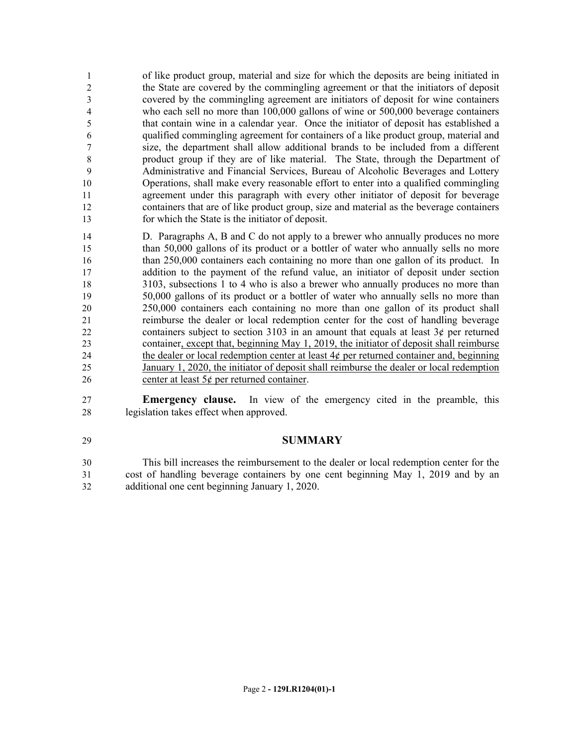of like product group, material and size for which the deposits are being initiated in the State are covered by the commingling agreement or that the initiators of deposit covered by the commingling agreement are initiators of deposit for wine containers who each sell no more than 100,000 gallons of wine or 500,000 beverage containers that contain wine in a calendar year. Once the initiator of deposit has established a qualified commingling agreement for containers of a like product group, material and size, the department shall allow additional brands to be included from a different product group if they are of like material. The State, through the Department of Administrative and Financial Services, Bureau of Alcoholic Beverages and Lottery Operations, shall make every reasonable effort to enter into a qualified commingling agreement under this paragraph with every other initiator of deposit for beverage containers that are of like product group, size and material as the beverage containers for which the State is the initiator of deposit.

D. Paragraphs A, B and C do not apply to a brewer who annually produces no more than 50,000 gallons of its product or a bottler of water who annually sells no more than 250,000 containers each containing no more than one gallon of its product. In addition to the payment of the refund value, an initiator of deposit under section 3103, subsections 1 to 4 who is also a brewer who annually produces no more than 50,000 gallons of its product or a bottler of water who annually sells no more than 250,000 containers each containing no more than one gallon of its product shall reimburse the dealer or local redemption center for the cost of handling beverage containers subject to section 3103 in an amount that equals at least 3¢ per returned container, except that, beginning May 1, 2019, the initiator of deposit shall reimburse the dealer or local redemption center at least 4¢ per returned container and, beginning January 1, 2020, the initiator of deposit shall reimburse the dealer or local redemption center at least 5¢ per returned container.

**Emergency clause.** In view of the emergency cited in the preamble, this legislation takes effect when approved.

## SUMMARY

This bill increases the reimbursement to the dealer or local redemption center for the cost of handling beverage containers by one cent beginning May 1, 2019 and by an additional one cent beginning January 1, 2020.